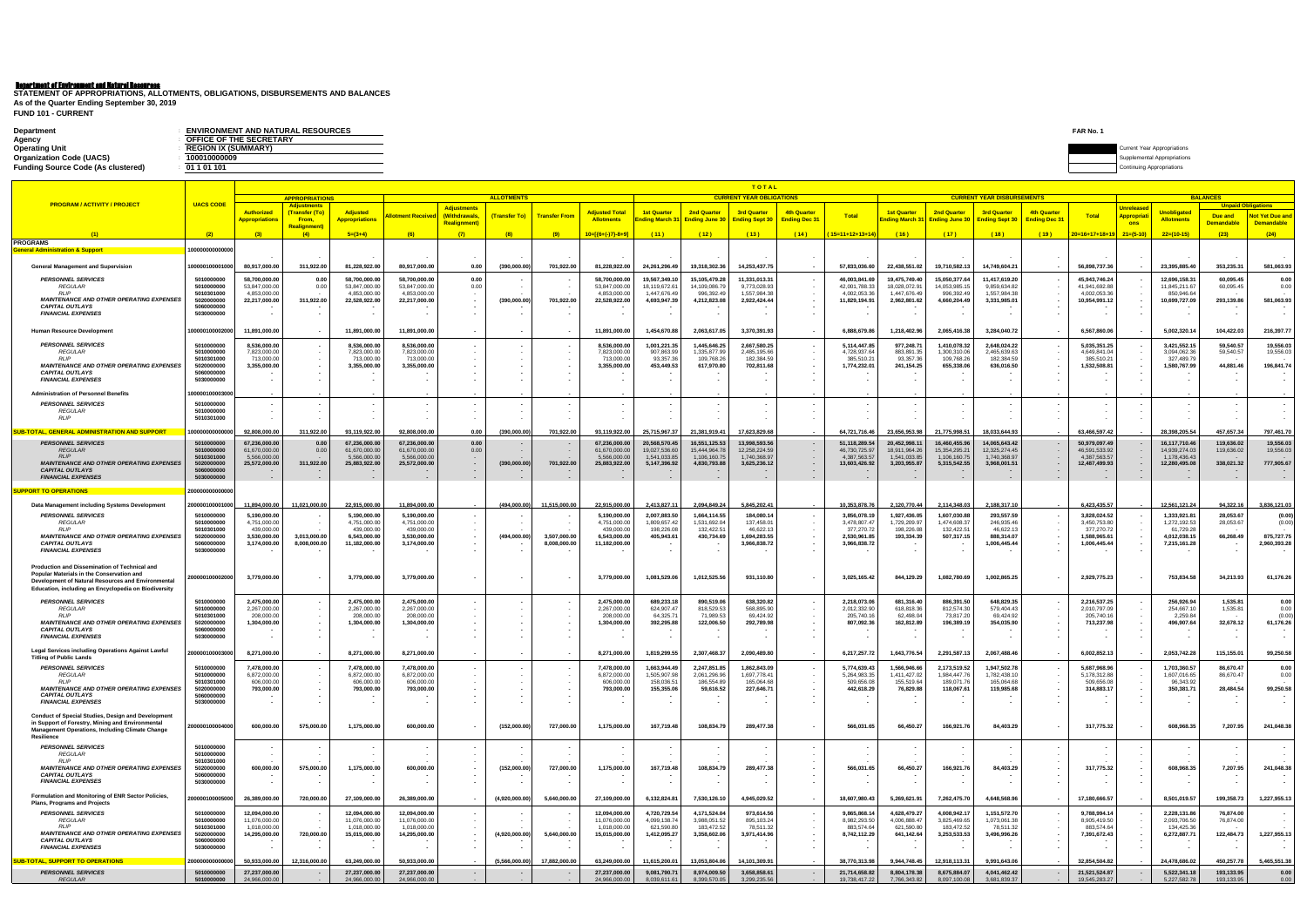**Department of Environment and Natural Resources**

**STATEMENT OF APPROPRIATIONS, ALLOTMENTS, OBLIGATIONS, DISBURSEMENTS AND BALANCES**
**As of the Quarter Ending September 30, 2019**
**FUND 101 - CURRENT**

FAR No. 1

| | |
|---|---|
| Department | ENVIRONMENT AND NATURAL RESOURCES |
| Agency | OFFICE OF THE SECRETARY |
| Operating Unit | REGION IX (SUMMARY) |
| Organization Code (UACS) | 100010000009 |
| Funding Source Code (As clustered) | 01 1 01 101 |

Current Year Appropriations
Supplemental Appropriations
Continuing Appropriations

| PROGRAM / ACTIVITY / PROJECT | UACS CODE | APPROPRIATIONS | | | ALLOTMENTS | | | | | CURRENT YEAR OBLIGATIONS | | | | | CURRENT YEAR DISBURSEMENTS | | | | | BALANCES | | | |
|---|---|---|---|---|---|---|---|---|---|---|---|---|---|---|---|---|---|---|---|---|---|---|---|
| | | Authorized Appropriations | Adjustments (Transfer (To) From, Realignment) | Adjusted Appropriations | Allotment Received | Adjustments (Withdrawals, Realignment) | (Transfer To) | Transfer From | Adjusted Total Allotments | 1st Quarter Ending March 31 | 2nd Quarter Ending June 30 | 3rd Quarter Ending Sept 30 | 4th Quarter Ending Dec 31 | Total | 1st Quarter Ending March 31 | 2nd Quarter Ending June 30 | 3rd Quarter Ending Sept 30 | 4th Quarter Ending Dec 31 | Total | Unreleased Appropriations | Unobligated Allotments | Unpaid Obligations: Due and Demandable | Unpaid Obligations: Not Yet Due and Demandable |
| (1) | (2) | (3) | (4) | 5=(3+4) | (6) | (7) | (8) | (9) | 10=[(6+(-)7)-8+9] | (11) | (12) | (13) | (14) | 15=11+12+13+14 | (16) | (17) | (18) | (19) | 20=16+17+18+19 | 21=(5-10) | 22=(10-15) | (23) | (24) |
| **PROGRAMS** | | | | | | | | | | | | | | | | | | | | | | | |
| **General Administration & Support** | 100000000000000 | - | - | - | - | - | - | - | - | - | - | - | - | - | - | - | - | - | - | - | - | - | - |
| **General Management and Supervision** | 100000100001000 | 80,917,000.00 | 311,922.00 | 81,228,922.00 | 80,917,000.00 | 0.00 | (390,000.00) | 701,922.00 | 81,228,922.00 | 24,261,296.49 | 19,318,302.36 | 14,253,437.75 | - | 57,833,036.60 | 22,438,551.02 | 19,710,582.13 | 14,749,604.21 | - | 56,898,737.36 | - | 23,395,885.40 | 353,235.31 | 581,063.93 |
| PERSONNEL SERVICES | 5010000000 | 58,700,000.00 | 0.00 | 58,700,000.00 | 58,700,000.00 | 0.00 | - | - | 58,700,000.00 | 19,567,349.10 | 15,105,479.28 | 11,331,013.31 | - | 46,003,841.69 | 19,475,749.40 | 15,050,377.64 | 11,417,619.20 | - | 45,943,746.24 | - | 12,696,158.31 | 60,095.45 | 0.00 |
| REGULAR | 5010000000 | 53,847,000.00 | 0.00 | 53,847,000.00 | 53,847,000.00 | 0.00 | - | - | 53,847,000.00 | 18,119,672.61 | 14,109,086.79 | 9,773,028.93 | - | 42,001,788.33 | 18,028,072.91 | 14,053,985.15 | 9,859,634.82 | - | 41,941,692.88 | - | 11,845,211.67 | 60,095.45 | 0.00 |
| RLIP | 5010301000 | 4,853,000.00 | - | 4,853,000.00 | 4,853,000.00 | - | - | - | 4,853,000.00 | 1,447,676.49 | 996,392.49 | 1,557,984.38 | - | 4,002,053.36 | 1,447,676.49 | 996,392.49 | 1,557,984.38 | - | 4,002,053.36 | - | 850,946.64 | - | - |
| MAINTENANCE AND OTHER OPERATING EXPENSES | 5020000000 | 22,217,000.00 | 311,922.00 | 22,528,922.00 | 22,217,000.00 | - | (390,000.00) | 701,922.00 | 22,528,922.00 | 4,693,947.39 | 4,212,823.08 | 2,922,424.44 | - | 11,829,194.91 | 2,962,801.62 | 4,660,204.49 | 3,331,985.01 | - | 10,954,991.12 | - | 10,699,727.09 | 293,139.86 | 581,063.93 |
| CAPITAL OUTLAYS | 5060000000 | - | - | - | - | - | - | - | - | - | - | - | - | - | - | - | - | - | - | - | - | - | - |
| FINANCIAL EXPENSES | 5030000000 | - | - | - | - | - | - | - | - | - | - | - | - | - | - | - | - | - | - | - | - | - | - |
| **Human Resource Development** | 100000100002000 | 11,891,000.00 | - | 11,891,000.00 | 11,891,000.00 | - | - | - | 11,891,000.00 | 1,454,670.88 | 2,063,617.05 | 3,370,391.93 | - | 6,888,679.86 | 1,218,402.96 | 2,065,416.38 | 3,284,040.72 | - | 6,567,860.06 | - | 5,002,320.14 | 104,422.03 | 216,397.77 |
| PERSONNEL SERVICES | 5010000000 | 8,536,000.00 | - | 8,536,000.00 | 8,536,000.00 | - | - | - | 8,536,000.00 | 1,001,221.35 | 1,445,646.25 | 2,667,580.25 | - | 5,114,447.85 | 977,248.71 | 1,410,078.32 | 2,648,024.22 | - | 5,035,351.25 | - | 3,421,552.15 | 59,540.57 | 19,556.03 |
| REGULAR | 5010000000 | 7,823,000.00 | - | 7,823,000.00 | 7,823,000.00 | - | - | - | 7,823,000.00 | 907,863.99 | 1,335,877.99 | 2,485,195.66 | - | 4,728,937.64 | 883,891.35 | 1,300,310.06 | 2,465,639.63 | - | 4,649,841.04 | - | 3,094,062.36 | 59,540.57 | 19,556.03 |
| RLIP | 5010301000 | 713,000.00 | - | 713,000.00 | 713,000.00 | - | - | - | 713,000.00 | 93,357.36 | 109,768.26 | 182,384.59 | - | 385,510.21 | 93,357.36 | 109,768.26 | 182,384.59 | - | 385,510.21 | - | 327,489.79 | - | - |
| MAINTENANCE AND OTHER OPERATING EXPENSES | 5020000000 | 3,355,000.00 | - | 3,355,000.00 | 3,355,000.00 | - | - | - | 3,355,000.00 | 453,449.53 | 617,970.80 | 702,811.68 | - | 1,774,232.01 | 241,154.25 | 655,338.06 | 636,016.50 | - | 1,532,508.81 | - | 1,580,767.99 | 44,881.46 | 196,841.74 |
| CAPITAL OUTLAYS | 5060000000 | - | - | - | - | - | - | - | - | - | - | - | - | - | - | - | - | - | - | - | - | - | - |
| FINANCIAL EXPENSES | 5030000000 | - | - | - | - | - | - | - | - | - | - | - | - | - | - | - | - | - | - | - | - | - | - |
| **Administration of Personnel Benefits** | 100000100003000 | - | - | - | - | - | - | - | - | - | - | - | - | - | - | - | - | - | - | - | - | - | - |
| PERSONNEL SERVICES | 5010000000 | - | - | - | - | - | - | - | - | - | - | - | - | - | - | - | - | - | - | - | - | - | - |
| REGULAR | 5010000000 | - | - | - | - | - | - | - | - | - | - | - | - | - | - | - | - | - | - | - | - | - | - |
| RLIP | 5010301000 | - | - | - | - | - | - | - | - | - | - | - | - | - | - | - | - | - | - | - | - | - | - |
| **SUB-TOTAL, GENERAL ADMINISTRATION AND SUPPORT** | 100000000000000 | 92,808,000.00 | 311,922.00 | 93,119,922.00 | 92,808,000.00 | 0.00 | (390,000.00) | 701,922.00 | 93,119,922.00 | 25,715,967.37 | 21,381,919.41 | 17,623,829.68 | - | 64,721,716.46 | 23,656,953.98 | 21,775,998.51 | 18,033,644.93 | - | 63,466,597.42 | - | 28,398,205.54 | 457,657.34 | 797,461.70 |
| PERSONNEL SERVICES | 5010000000 | 67,236,000.00 | 0.00 | 67,236,000.00 | 67,236,000.00 | 0.00 | - | - | 67,236,000.00 | 20,568,570.45 | 16,551,125.53 | 13,998,593.56 | - | 51,118,289.54 | 20,452,998.11 | 16,460,455.96 | 14,065,643.42 | - | 50,979,097.49 | - | 16,117,710.46 | 119,636.02 | 19,556.03 |
| REGULAR | 5010000000 | 61,670,000.00 | 0.00 | 61,670,000.00 | 61,670,000.00 | 0.00 | - | - | 61,670,000.00 | 19,027,536.60 | 15,444,964.78 | 12,258,224.59 | - | 46,730,725.97 | 18,911,964.26 | 15,354,295.21 | 12,325,274.45 | - | 46,591,533.92 | - | 14,939,274.03 | 119,636.02 | 19,556.03 |
| RLIP | 5010301000 | 5,566,000.00 | - | 5,566,000.00 | 5,566,000.00 | - | - | - | 5,566,000.00 | 1,541,033.85 | 1,106,160.75 | 1,740,368.97 | - | 4,387,563.57 | 1,541,033.85 | 1,106,160.75 | 1,740,368.97 | - | 4,387,563.57 | - | 1,178,436.43 | - | - |
| MAINTENANCE AND OTHER OPERATING EXPENSES | 5020000000 | 25,572,000.00 | 311,922.00 | 25,883,922.00 | 25,572,000.00 | - | (390,000.00) | 701,922.00 | 25,883,922.00 | 5,147,396.92 | 4,830,793.88 | 3,625,236.12 | - | 13,603,426.92 | 3,203,955.87 | 5,315,542.55 | 3,968,001.51 | - | 12,487,499.93 | - | 12,280,495.08 | 338,021.32 | 777,905.67 |
| CAPITAL OUTLAYS | 5060000000 | - | - | - | - | - | - | - | - | - | - | - | - | - | - | - | - | - | - | - | - | - | - |
| FINANCIAL EXPENSES | 5030000000 | - | - | - | - | - | - | - | - | - | - | - | - | - | - | - | - | - | - | - | - | - | - |
| **SUPPORT TO OPERATIONS** | 200000000000000 | | | | | | | | | | | | | | | | | | | | | | |
| **Data Management including Systems Development** | 200000100001000 | 11,894,000.00 | 11,021,000.00 | 22,915,000.00 | 11,894,000.00 | - | (494,000.00) | 11,515,000.00 | 22,915,000.00 | 2,413,827.11 | 2,094,849.24 | 5,845,202.41 | - | 10,353,878.76 | 2,120,770.44 | 2,114,348.03 | 2,188,317.10 | - | 6,423,435.57 | - | 12,561,121.24 | 94,322.16 | 3,836,121.03 |
| PERSONNEL SERVICES | 5010000000 | 5,190,000.00 | - | 5,190,000.00 | 5,190,000.00 | - | - | - | 5,190,000.00 | 2,007,883.50 | 1,664,114.55 | 184,080.14 | - | 3,856,078.19 | 1,927,436.05 | 1,607,030.88 | 293,557.59 | - | 3,828,024.52 | - | 1,333,921.81 | 28,053.67 | (0.00) |
| REGULAR | 5010000000 | 4,751,000.00 | - | 4,751,000.00 | 4,751,000.00 | - | - | - | 4,751,000.00 | 1,809,657.42 | 1,531,692.04 | 137,458.01 | - | 3,478,807.47 | 1,729,209.97 | 1,474,608.37 | 246,935.46 | - | 3,450,753.80 | - | 1,272,192.53 | 28,053.67 | (0.00) |
| RLIP | 5010301000 | 439,000.00 | - | 439,000.00 | 439,000.00 | - | - | - | 439,000.00 | 198,226.08 | 132,422.51 | 46,622.13 | - | 377,270.72 | 198,226.08 | 132,422.51 | 46,622.13 | - | 377,270.72 | - | 61,729.28 | - | - |
| MAINTENANCE AND OTHER OPERATING EXPENSES | 5020000000 | 3,530,000.00 | 3,013,000.00 | 6,543,000.00 | 3,530,000.00 | - | (494,000.00) | 3,507,000.00 | 6,543,000.00 | 405,943.61 | 430,734.69 | 1,694,283.55 | - | 2,530,961.85 | 193,334.39 | 507,317.15 | 888,314.07 | - | 1,588,965.61 | - | 4,012,038.15 | 66,268.49 | 875,727.75 |
| CAPITAL OUTLAYS | 5060000000 | 3,174,000.00 | 8,008,000.00 | 11,182,000.00 | 3,174,000.00 | - | - | 8,008,000.00 | 11,182,000.00 | - | - | 3,966,838.72 | - | 3,966,838.72 | - | - | 1,006,445.44 | - | 1,006,445.44 | - | 7,215,161.28 | - | 2,960,393.28 |
| FINANCIAL EXPENSES | 5030000000 | - | - | - | - | - | - | - | - | - | - | - | - | - | - | - | - | - | - | - | - | - | - |
| **Production and Dissemination of Technical and Popular Materials in the Conservation and Development of Natural Resources and Environmental Education, including an Encyclopedia on Biodiversity** | 200000100002000 | 3,779,000.00 | - | 3,779,000.00 | 3,779,000.00 | - | - | - | 3,779,000.00 | 1,081,529.06 | 1,012,525.56 | 931,110.80 | - | 3,025,165.42 | 844,129.29 | 1,082,780.69 | 1,002,865.25 | - | 2,929,775.23 | - | 753,834.58 | 34,213.93 | 61,176.26 |
| PERSONNEL SERVICES | 5010000000 | 2,475,000.00 | - | 2,475,000.00 | 2,475,000.00 | - | - | - | 2,475,000.00 | 689,233.18 | 890,519.06 | 638,320.82 | - | 2,218,073.06 | 681,316.40 | 886,391.50 | 648,829.35 | - | 2,216,537.25 | - | 256,926.94 | 1,535.81 | 0.00 |
| REGULAR | 5010000000 | 2,267,000.00 | - | 2,267,000.00 | 2,267,000.00 | - | - | - | 2,267,000.00 | 624,907.47 | 818,529.53 | 568,895.90 | - | 2,012,332.90 | 618,818.36 | 812,574.30 | 579,404.43 | - | 2,010,797.09 | - | 254,667.10 | 1,535.81 | 0.00 |
| RLIP | 5010301000 | 208,000.00 | - | 208,000.00 | 208,000.00 | - | - | - | 208,000.00 | 64,325.71 | 71,989.53 | 69,424.92 | - | 205,740.16 | 62,498.04 | 73,817.20 | 69,424.92 | - | 205,740.16 | - | 2,259.84 | - | (0.00) |
| MAINTENANCE AND OTHER OPERATING EXPENSES | 5020000000 | 1,304,000.00 | - | 1,304,000.00 | 1,304,000.00 | - | - | - | 1,304,000.00 | 392,295.88 | 122,006.50 | 292,789.98 | - | 807,092.36 | 162,812.89 | 196,389.19 | 354,035.90 | - | 713,237.98 | - | 496,907.64 | 32,678.12 | 61,176.26 |
| CAPITAL OUTLAYS | 5060000000 | - | - | - | - | - | - | - | - | - | - | - | - | - | - | - | - | - | - | - | - | - | - |
| FINANCIAL EXPENSES | 5030000000 | - | - | - | - | - | - | - | - | - | - | - | - | - | - | - | - | - | - | - | - | - | - |
| **Legal Services including Operations Against Lawful Titling of Public Lands** | 200000100003000 | 8,271,000.00 | - | 8,271,000.00 | 8,271,000.00 | - | - | - | 8,271,000.00 | 1,819,299.55 | 2,307,468.37 | 2,090,489.80 | - | 6,217,257.72 | 1,643,776.54 | 2,291,587.13 | 2,067,488.46 | - | 6,002,852.13 | - | 2,053,742.28 | 115,155.01 | 99,250.58 |
| PERSONNEL SERVICES | 5010000000 | 7,478,000.00 | - | 7,478,000.00 | 7,478,000.00 | - | - | - | 7,478,000.00 | 1,663,944.49 | 2,247,851.85 | 1,862,843.09 | - | 5,774,639.43 | 1,566,946.66 | 2,173,519.52 | 1,947,502.78 | - | 5,687,968.96 | - | 1,703,360.57 | 86,670.47 | 0.00 |
| REGULAR | 5010000000 | 6,872,000.00 | - | 6,872,000.00 | 6,872,000.00 | - | - | - | 6,872,000.00 | 1,505,907.98 | 2,061,296.96 | 1,697,778.41 | - | 5,264,983.35 | 1,411,427.02 | 1,984,447.76 | 1,782,438.10 | - | 5,178,312.88 | - | 1,607,016.65 | 86,670.47 | 0.00 |
| RLIP | 5010301000 | 606,000.00 | - | 606,000.00 | 606,000.00 | - | - | - | 606,000.00 | 158,036.51 | 186,554.89 | 165,064.68 | - | 509,656.08 | 155,519.64 | 189,071.76 | 165,064.68 | - | 509,656.08 | - | 96,343.92 | - | - |
| MAINTENANCE AND OTHER OPERATING EXPENSES | 5020000000 | 793,000.00 | - | 793,000.00 | 793,000.00 | - | - | - | 793,000.00 | 155,355.06 | 59,616.52 | 227,646.71 | - | 442,618.29 | 76,829.88 | 118,067.61 | 119,985.68 | - | 314,883.17 | - | 350,381.71 | 28,484.54 | 99,250.58 |
| CAPITAL OUTLAYS | 5060000000 | - | - | - | - | - | - | - | - | - | - | - | - | - | - | - | - | - | - | - | - | - | - |
| FINANCIAL EXPENSES | 5030000000 | - | - | - | - | - | - | - | - | - | - | - | - | - | - | - | - | - | - | - | - | - | - |
| **Conduct of Special Studies and Development in Support of Forestry, Mining and Environmental Management Operations, Including Climate Change Resilience** | 200000100004000 | 600,000.00 | 575,000.00 | 1,175,000.00 | 600,000.00 | - | (152,000.00) | 727,000.00 | 1,175,000.00 | 167,719.48 | 108,834.79 | 289,477.38 | - | 566,031.65 | 66,450.27 | 166,921.76 | 84,403.29 | - | 317,775.32 | - | 608,968.35 | 7,207.95 | 241,048.38 |
| PERSONNEL SERVICES | 5010000000 | - | - | - | - | - | - | - | - | - | - | - | - | - | - | - | - | - | - | - | - | - | - |
| REGULAR | 5010000000 | - | - | - | - | - | - | - | - | - | - | - | - | - | - | - | - | - | - | - | - | - | - |
| RLIP | 5010301000 | - | - | - | - | - | - | - | - | - | - | - | - | - | - | - | - | - | - | - | - | - | - |
| MAINTENANCE AND OTHER OPERATING EXPENSES | 5020000000 | 600,000.00 | 575,000.00 | 1,175,000.00 | 600,000.00 | - | (152,000.00) | 727,000.00 | 1,175,000.00 | 167,719.48 | 108,834.79 | 289,477.38 | - | 566,031.65 | 66,450.27 | 166,921.76 | 84,403.29 | - | 317,775.32 | - | 608,968.35 | 7,207.95 | 241,048.38 |
| CAPITAL OUTLAYS | 5060000000 | - | - | - | - | - | - | - | - | - | - | - | - | - | - | - | - | - | - | - | - | - | - |
| FINANCIAL EXPENSES | 5030000000 | - | - | - | - | - | - | - | - | - | - | - | - | - | - | - | - | - | - | - | - | - | - |
| **Formulation and Monitoring of ENR Sector Policies, Plans, Programs and Projects** | 200000100005000 | 26,389,000.00 | 720,000.00 | 27,109,000.00 | 26,389,000.00 | - | (4,920,000.00) | 5,640,000.00 | 27,109,000.00 | 6,132,824.81 | 7,530,126.10 | 4,945,029.52 | - | 18,607,980.43 | 5,269,621.91 | 7,262,475.70 | 4,648,568.96 | - | 17,180,666.57 | - | 8,501,019.57 | 199,358.73 | 1,227,955.13 |
| PERSONNEL SERVICES | 5010000000 | 12,094,000.00 | - | 12,094,000.00 | 12,094,000.00 | - | - | - | 12,094,000.00 | 4,720,729.54 | 4,171,524.04 | 973,614.56 | - | 9,865,868.14 | 4,628,479.27 | 4,008,942.17 | 1,151,572.70 | - | 9,788,994.14 | - | 2,228,131.86 | 76,874.00 | - |
| REGULAR | 5010000000 | 11,076,000.00 | - | 11,076,000.00 | 11,076,000.00 | - | - | - | 11,076,000.00 | 4,099,138.74 | 3,988,051.52 | 895,103.24 | - | 8,982,293.50 | 4,006,888.47 | 3,825,469.65 | 1,073,061.38 | - | 8,905,419.50 | - | 2,093,706.50 | 76,874.00 | - |
| RLIP | 5010301000 | 1,018,000.00 | - | 1,018,000.00 | 1,018,000.00 | - | - | - | 1,018,000.00 | 621,590.80 | 183,472.52 | 78,511.32 | - | 883,574.64 | 621,590.80 | 183,472.52 | 78,511.32 | - | 883,574.64 | - | 134,425.36 | - | - |
| MAINTENANCE AND OTHER OPERATING EXPENSES | 5020000000 | 14,295,000.00 | 720,000.00 | 15,015,000.00 | 14,295,000.00 | - | (4,920,000.00) | 5,640,000.00 | 15,015,000.00 | 1,412,095.27 | 3,358,602.06 | 3,971,414.96 | - | 8,742,112.29 | 641,142.64 | 3,253,533.53 | 3,496,996.26 | - | 7,391,672.43 | - | 6,272,887.71 | 122,484.73 | 1,227,955.13 |
| CAPITAL OUTLAYS | 5060000000 | - | - | - | - | - | - | - | - | - | - | - | - | - | - | - | - | - | - | - | - | - | - |
| FINANCIAL EXPENSES | 5030000000 | - | - | - | - | - | - | - | - | - | - | - | - | - | - | - | - | - | - | - | - | - | - |
| **SUB-TOTAL, SUPPORT TO OPERATIONS** | 200000000000000 | 50,933,000.00 | 12,316,000.00 | 63,249,000.00 | 50,933,000.00 | - | (5,566,000.00) | 17,882,000.00 | 63,249,000.00 | 11,615,200.01 | 13,053,804.06 | 14,101,309.91 | - | 38,770,313.98 | 9,944,748.45 | 12,918,113.31 | 9,991,643.06 | - | 32,854,504.82 | - | 24,478,686.02 | 450,257.78 | 5,465,551.38 |
| PERSONNEL SERVICES | 5010000000 | 27,237,000.00 | - | 27,237,000.00 | 27,237,000.00 | - | - | - | 27,237,000.00 | 9,081,790.71 | 8,974,009.50 | 3,658,858.61 | - | 21,714,658.82 | 8,804,178.38 | 8,675,884.07 | 4,041,462.42 | - | 21,521,524.87 | - | 5,522,341.18 | 193,133.95 | 0.00 |
| REGULAR | 5010000000 | 24,966,000.00 | - | 24,966,000.00 | 24,966,000.00 | - | - | - | 24,966,000.00 | 8,039,611.61 | 8,399,570.05 | 3,299,235.56 | - | 19,738,417.22 | 7,766,343.82 | 8,097,100.08 | 3,681,839.37 | - | 19,545,283.27 | - | 5,227,582.78 | 193,133.95 | 0.00 |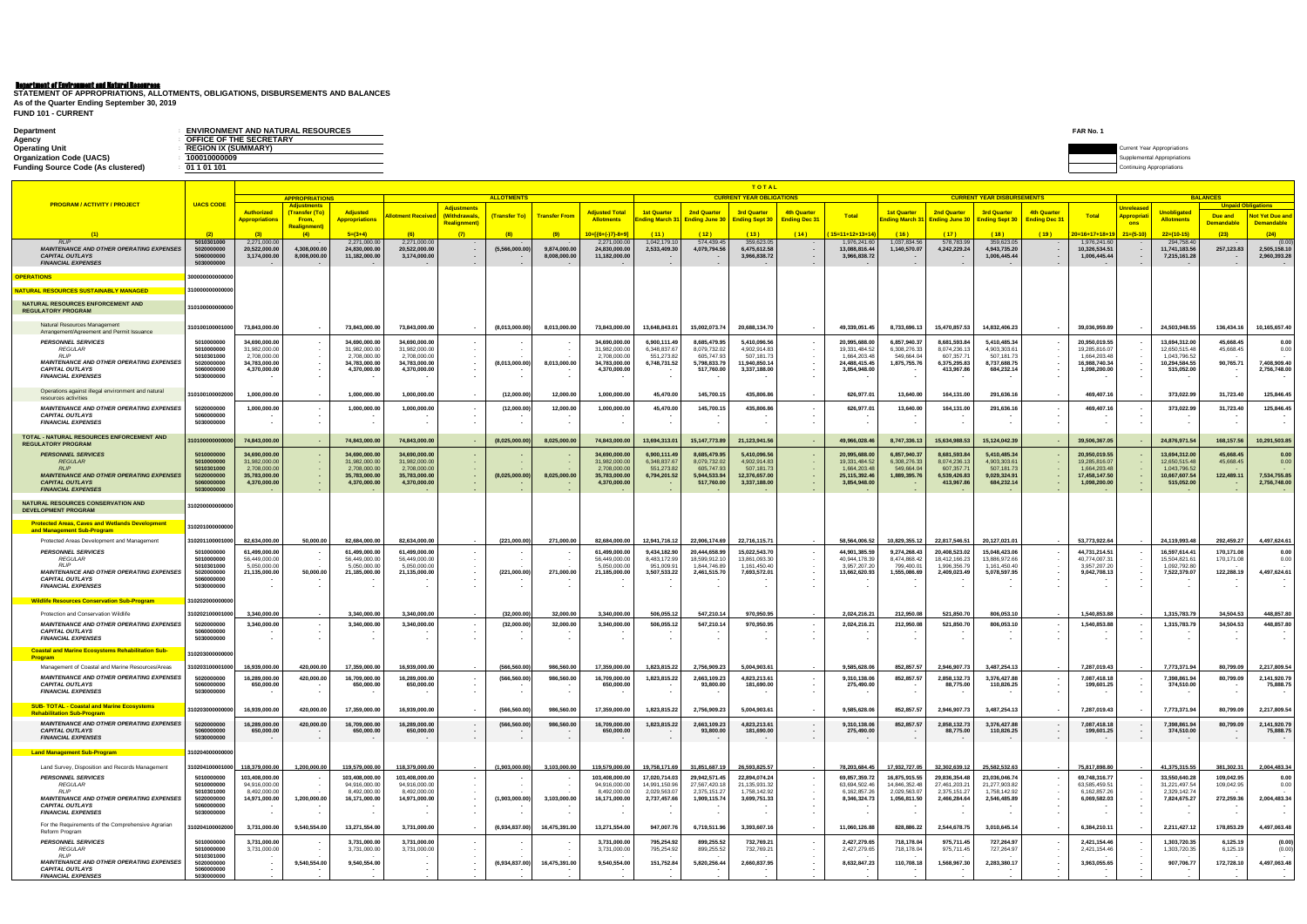**Department of Environment and Natural Resources**

**STATEMENT OF APPROPRIATIONS, ALLOTMENTS, OBLIGATIONS, DISBURSEMENTS AND BALANCES**
**As of the Quarter Ending September 30, 2019**
**FUND 101 - CURRENT**

FAR No. 1

| | | |
|---|---|---|
| Department | : | ENVIRONMENT AND NATURAL RESOURCES |
| Agency | : | OFFICE OF THE SECRETARY |
| Operating Unit | : | REGION IX (SUMMARY) |
| Organization Code (UACS) | : | 100010000009 |
| Funding Source Code (As clustered) | : | 01 1 01 101 |

Current Year Appropriations
Supplemental Appropriations
Continuing Appropriations

| PROGRAM / ACTIVITY / PROJECT | UACS CODE | APPROPRIATIONS: Authorized Appropriations | Adjustments (Transfer (To) From, Realignment) | Adjusted Appropriations | ALLOTMENTS: Allotment Received | Adjustments (Withdrawals, Realignment) | (Transfer To) | Transfer From | Adjusted Total Allotments | CURRENT YEAR OBLIGATIONS: 1st Quarter Ending March 31 | 2nd Quarter Ending June 30 | 3rd Quarter Ending Sept 30 | 4th Quarter Ending Dec 31 | Total | CURRENT YEAR DISBURSEMENTS: 1st Quarter Ending March 31 | 2nd Quarter Ending June 30 | 3rd Quarter Ending Sept 30 | 4th Quarter Ending Dec 31 | Total | BALANCES: Unreleased Appropriations | Unobligated Allotments | Unpaid Obligations: Due and Demandable | Not Yet Due and Demandable |
|---|---|---|---|---|---|---|---|---|---|---|---|---|---|---|---|---|---|---|---|---|---|---|---|
| (1) | (2) | (3) | (4) | 5=(3+4) | (6) | (7) | (8) | (9) | 10=[(6+(-)7)-8+9] | (11) | (12) | (13) | (14) | (15=11+12+13+14) | (16) | (17) | (18) | (19) | 20=16+17+18+19 | 21=(5-10) | 22=(10-15) | (23) | (24) |
| *RLIP* | 5010301000 | 2,271,000.00 | - | 2,271,000.00 | 2,271,000.00 | - | - | - | 2,271,000.00 | 1,042,179.10 | 574,439.45 | 359,623.05 | - | 1,976,241.60 | 1,037,834.56 | 578,783.99 | 359,623.05 | - | 1,976,241.60 | - | 294,758.40 | - | (0.00) |
| *MAINTENANCE AND OTHER OPERATING EXPENSES* | 5020000000 | 20,522,000.00 | 4,308,000.00 | 24,830,000.00 | 20,522,000.00 | - | (5,566,000.00) | 9,874,000.00 | 24,830,000.00 | 2,533,409.30 | 4,079,794.56 | 6,475,612.58 | - | 13,088,816.44 | 1,140,570.07 | 4,242,229.24 | 4,943,735.20 | - | 10,326,534.51 | - | 11,741,183.56 | 257,123.83 | 2,505,158.10 |
| *CAPITAL OUTLAYS* | 5060000000 | 3,174,000.00 | 8,008,000.00 | 11,182,000.00 | 3,174,000.00 | - | - | 8,008,000.00 | 11,182,000.00 | - | - | 3,966,838.72 | - | 3,966,838.72 | - | - | 1,006,445.44 | - | 1,006,445.44 | - | 7,215,161.28 | - | 2,960,393.28 |
| *FINANCIAL EXPENSES* | 5030000000 | - | - | - | - | - | - | - | - | - | - | - | - | - | - | - | - | - | - | - | - | - | - |
| **OPERATIONS** | 300000000000000 | | | | | | | | | | | | | | | | | | | | | | |
| **NATURAL RESOURCES SUSTAINABLY MANAGED** | 310000000000000 | | | | | | | | | | | | | | | | | | | | | | |
| **NATURAL RESOURCES ENFORCEMENT AND REGULATORY PROGRAM** | 310100000000000 | | | | | | | | | | | | | | | | | | | | | | |
| Natural Resources Management Arrangement/Agreement and Permit Issuance | 310100100001000 | 73,843,000.00 | - | 73,843,000.00 | 73,843,000.00 | - | (8,013,000.00) | 8,013,000.00 | 73,843,000.00 | 13,648,843.01 | 15,002,073.74 | 20,688,134.70 | - | 49,339,051.45 | 8,733,696.13 | 15,470,857.53 | 14,832,406.23 | - | 39,036,959.89 | - | 24,503,948.55 | 136,434.16 | 10,165,657.40 |
| *PERSONNEL SERVICES* | 5010000000 | 34,690,000.00 | - | 34,690,000.00 | 34,690,000.00 | - | - | - | 34,690,000.00 | 6,900,111.49 | 8,685,479.95 | 5,410,096.56 | - | 20,995,688.00 | 6,857,940.37 | 8,681,593.84 | 5,410,485.34 | - | 20,950,019.55 | - | 13,694,312.00 | 45,668.45 | 0.00 |
| *REGULAR* | 5010000000 | 31,982,000.00 | - | 31,982,000.00 | 31,982,000.00 | - | - | - | 31,982,000.00 | 6,348,837.67 | 8,079,732.02 | 4,902,914.83 | - | 19,331,484.52 | 6,308,276.33 | 8,074,236.13 | 4,903,303.61 | - | 19,285,816.07 | - | 12,650,515.48 | 45,668.45 | 0.00 |
| *RLIP* | 5010301000 | 2,708,000.00 | - | 2,708,000.00 | 2,708,000.00 | - | - | - | 2,708,000.00 | 551,273.82 | 605,747.93 | 507,181.73 | - | 1,664,203.48 | 549,664.04 | 607,357.71 | 507,181.73 | - | 1,664,203.48 | - | 1,043,796.52 | - | - |
| *MAINTENANCE AND OTHER OPERATING EXPENSES* | 5020000000 | 34,783,000.00 | - | 34,783,000.00 | 34,783,000.00 | - | (8,013,000.00) | 8,013,000.00 | 34,783,000.00 | 6,748,731.52 | 5,798,833.79 | 11,940,850.14 | - | 24,488,415.45 | 1,875,755.76 | 6,375,295.83 | 8,737,688.75 | - | 16,988,740.34 | - | 10,294,584.55 | 90,765.71 | 7,408,909.40 |
| *CAPITAL OUTLAYS* | 5060000000 | 4,370,000.00 | - | 4,370,000.00 | 4,370,000.00 | - | - | - | 4,370,000.00 | - | 517,760.00 | 3,337,188.00 | - | 3,854,948.00 | - | 413,967.86 | 684,232.14 | - | 1,098,200.00 | - | 515,052.00 | - | 2,756,748.00 |
| *FINANCIAL EXPENSES* | 5030000000 | - | - | - | - | - | - | - | - | - | - | - | - | - | - | - | - | - | - | - | - | - | - |
| Operations against illegal environment and natural resources activities | 310100100002000 | 1,000,000.00 | - | 1,000,000.00 | 1,000,000.00 | - | (12,000.00) | 12,000.00 | 1,000,000.00 | 45,470.00 | 145,700.15 | 435,806.86 | - | 626,977.01 | 13,640.00 | 164,131.00 | 291,636.16 | - | 469,407.16 | - | 373,022.99 | 31,723.40 | 125,846.45 |
| *MAINTENANCE AND OTHER OPERATING EXPENSES* | 5020000000 | 1,000,000.00 | - | 1,000,000.00 | 1,000,000.00 | - | (12,000.00) | 12,000.00 | 1,000,000.00 | 45,470.00 | 145,700.15 | 435,806.86 | - | 626,977.01 | 13,640.00 | 164,131.00 | 291,636.16 | - | 469,407.16 | - | 373,022.99 | 31,723.40 | 125,846.45 |
| *CAPITAL OUTLAYS* | 5060000000 | - | - | - | - | - | - | - | - | - | - | - | - | - | - | - | - | - | - | - | - | - | - |
| *FINANCIAL EXPENSES* | 5030000000 | - | - | - | - | - | - | - | - | - | - | - | - | - | - | - | - | - | - | - | - | - | - |
| **TOTAL - NATURAL RESOURCES ENFORCEMENT AND REGULATORY PROGRAM** | 310100000000000 | 74,843,000.00 | - | 74,843,000.00 | 74,843,000.00 | - | (8,025,000.00) | 8,025,000.00 | 74,843,000.00 | 13,694,313.01 | 15,147,773.89 | 21,123,941.56 | - | 49,966,028.46 | 8,747,336.13 | 15,634,988.53 | 15,124,042.39 | - | 39,506,367.05 | - | 24,876,971.54 | 168,157.56 | 10,291,503.85 |
| *PERSONNEL SERVICES* | 5010000000 | 34,690,000.00 | - | 34,690,000.00 | 34,690,000.00 | - | - | - | 34,690,000.00 | 6,900,111.49 | 8,685,479.95 | 5,410,096.56 | - | 20,995,688.00 | 6,857,940.37 | 8,681,593.84 | 5,410,485.34 | - | 20,950,019.55 | - | 13,694,312.00 | 45,668.45 | 0.00 |
| *REGULAR* | 5010000000 | 31,982,000.00 | - | 31,982,000.00 | 31,982,000.00 | - | - | - | 31,982,000.00 | 6,348,837.67 | 8,079,732.02 | 4,902,914.83 | - | 19,331,484.52 | 6,308,276.33 | 8,074,236.13 | 4,903,303.61 | - | 19,285,816.07 | - | 12,650,515.48 | 45,668.45 | 0.00 |
| *RLIP* | 5010301000 | 2,708,000.00 | - | 2,708,000.00 | 2,708,000.00 | - | - | - | 2,708,000.00 | 551,273.82 | 605,747.93 | 507,181.73 | - | 1,664,203.48 | 549,664.04 | 607,357.71 | 507,181.73 | - | 1,664,203.48 | - | 1,043,796.52 | - | - |
| *MAINTENANCE AND OTHER OPERATING EXPENSES* | 5020000000 | 35,783,000.00 | - | 35,783,000.00 | 35,783,000.00 | - | (8,025,000.00) | 8,025,000.00 | 35,783,000.00 | 6,794,201.52 | 5,944,533.94 | 12,376,657.00 | - | 25,115,392.46 | 1,889,395.76 | 6,539,426.83 | 9,029,324.91 | - | 17,458,147.50 | - | 10,667,607.54 | 122,489.11 | 7,534,755.85 |
| *CAPITAL OUTLAYS* | 5060000000 | 4,370,000.00 | - | 4,370,000.00 | 4,370,000.00 | - | - | - | 4,370,000.00 | - | 517,760.00 | 3,337,188.00 | - | 3,854,948.00 | - | 413,967.86 | 684,232.14 | - | 1,098,200.00 | - | 515,052.00 | - | 2,756,748.00 |
| *FINANCIAL EXPENSES* | 5030000000 | - | - | - | - | - | - | - | - | - | - | - | - | - | - | - | - | - | - | - | - | - | - |
| **NATURAL RESOURCES CONSERVATION AND DEVELOPMENT PROGRAM** | 310200000000000 | | | | | | | | | | | | | | | | | | | | | | |
| **Protected Areas, Caves and Wetlands Development and Management Sub-Program** | 310201000000000 | | | | | | | | | | | | | | | | | | | | | | |
| Protected Areas Development and Management | 310201100001000 | 82,634,000.00 | 50,000.00 | 82,684,000.00 | 82,634,000.00 | - | (221,000.00) | 271,000.00 | 82,684,000.00 | 12,941,716.12 | 22,906,174.69 | 22,716,115.71 | - | 58,564,006.52 | 10,829,355.12 | 22,817,546.51 | 20,127,021.01 | - | 53,773,922.64 | - | 24,119,993.48 | 292,459.27 | 4,497,624.61 |
| *PERSONNEL SERVICES* | 5010000000 | 61,499,000.00 | - | 61,499,000.00 | 61,499,000.00 | - | - | - | 61,499,000.00 | 9,434,182.90 | 20,444,658.99 | 15,022,543.70 | - | 44,901,385.59 | 9,274,268.43 | 20,408,523.02 | 15,048,423.06 | - | 44,731,214.51 | - | 16,597,614.41 | 170,171.08 | 0.00 |
| *REGULAR* | 5010000000 | 56,449,000.00 | - | 56,449,000.00 | 56,449,000.00 | - | - | - | 56,449,000.00 | 8,483,172.99 | 18,599,912.10 | 13,861,093.30 | - | 40,944,178.39 | 8,474,868.42 | 18,412,166.23 | 13,886,972.66 | - | 40,774,007.31 | - | 15,504,821.61 | 170,171.08 | 0.00 |
| *RLIP* | 5010301000 | 5,050,000.00 | - | 5,050,000.00 | 5,050,000.00 | - | - | - | 5,050,000.00 | 951,009.91 | 1,844,746.89 | 1,161,450.40 | - | 3,957,207.20 | 799,400.01 | 1,996,356.79 | 1,161,450.40 | - | 3,957,207.20 | - | 1,092,792.80 | - | - |
| *MAINTENANCE AND OTHER OPERATING EXPENSES* | 5020000000 | 21,135,000.00 | 50,000.00 | 21,185,000.00 | 21,135,000.00 | - | (221,000.00) | 271,000.00 | 21,185,000.00 | 3,507,533.22 | 2,461,515.70 | 7,693,572.01 | - | 13,662,620.93 | 1,555,086.69 | 2,409,023.49 | 5,078,597.95 | - | 9,042,708.13 | - | 7,522,379.07 | 122,288.19 | 4,497,624.61 |
| *CAPITAL OUTLAYS* | 5060000000 | - | - | - | - | - | - | - | - | - | - | - | - | - | - | - | - | - | - | - | - | - | - |
| *FINANCIAL EXPENSES* | 5030000000 | - | - | - | - | - | - | - | - | - | - | - | - | - | - | - | - | - | - | - | - | - | - |
| **Wildlife Resources Conservation Sub-Program** | 310202000000000 | | | | | | | | | | | | | | | | | | | | | | |
| Protection and Conservation Wildlife | 310202100001000 | 3,340,000.00 | - | 3,340,000.00 | 3,340,000.00 | - | (32,000.00) | 32,000.00 | 3,340,000.00 | 506,055.12 | 547,210.14 | 970,950.95 | - | 2,024,216.21 | 212,950.08 | 521,850.70 | 806,053.10 | - | 1,540,853.88 | - | 1,315,783.79 | 34,504.53 | 448,857.80 |
| *MAINTENANCE AND OTHER OPERATING EXPENSES* | 5020000000 | 3,340,000.00 | - | 3,340,000.00 | 3,340,000.00 | - | (32,000.00) | 32,000.00 | 3,340,000.00 | 506,055.12 | 547,210.14 | 970,950.95 | - | 2,024,216.21 | 212,950.08 | 521,850.70 | 806,053.10 | - | 1,540,853.88 | - | 1,315,783.79 | 34,504.53 | 448,857.80 |
| *CAPITAL OUTLAYS* | 5060000000 | - | - | - | - | - | - | - | - | - | - | - | - | - | - | - | - | - | - | - | - | - | - |
| *FINANCIAL EXPENSES* | 5030000000 | - | - | - | - | - | - | - | - | - | - | - | - | - | - | - | - | - | - | - | - | - | - |
| **Coastal and Marine Ecosystems Rehabilitation Sub-Program** | 310203000000000 | | | | | | | | | | | | | | | | | | | | | | |
| Management of Coastal and Marine Resources/Areas | 310203100001000 | 16,939,000.00 | 420,000.00 | 17,359,000.00 | 16,939,000.00 | - | (566,560.00) | 986,560.00 | 17,359,000.00 | 1,823,815.22 | 2,756,909.23 | 5,004,903.61 | - | 9,585,628.06 | 852,857.57 | 2,946,907.73 | 3,487,254.13 | - | 7,287,019.43 | - | 7,773,371.94 | 80,799.09 | 2,217,809.54 |
| *MAINTENANCE AND OTHER OPERATING EXPENSES* | 5020000000 | 16,289,000.00 | 420,000.00 | 16,709,000.00 | 16,289,000.00 | - | (566,560.00) | 986,560.00 | 16,709,000.00 | 1,823,815.22 | 2,663,109.23 | 4,823,213.61 | - | 9,310,138.06 | 852,857.57 | 2,858,132.73 | 3,376,427.88 | - | 7,087,418.18 | - | 7,398,861.94 | 80,799.09 | 2,141,920.79 |
| *CAPITAL OUTLAYS* | 5060000000 | 650,000.00 | - | 650,000.00 | 650,000.00 | - | - | - | 650,000.00 | - | 93,800.00 | 181,690.00 | - | 275,490.00 | - | 88,775.00 | 110,826.25 | - | 199,601.25 | - | 374,510.00 | - | 75,888.75 |
| *FINANCIAL EXPENSES* | 5030000000 | - | - | - | - | - | - | - | - | - | - | - | - | - | - | - | - | - | - | - | - | - | - |
| **SUB- TOTAL - Coastal and Marine Ecosystems Rehabilitation Sub-Program** | 310203000000000 | 16,939,000.00 | 420,000.00 | 17,359,000.00 | 16,939,000.00 | - | (566,560.00) | 986,560.00 | 17,359,000.00 | 1,823,815.22 | 2,756,909.23 | 5,004,903.61 | - | 9,585,628.06 | 852,857.57 | 2,946,907.73 | 3,487,254.13 | - | 7,287,019.43 | - | 7,773,371.94 | 80,799.09 | 2,217,809.54 |
| *MAINTENANCE AND OTHER OPERATING EXPENSES* | 5020000000 | 16,289,000.00 | 420,000.00 | 16,709,000.00 | 16,289,000.00 | - | (566,560.00) | 986,560.00 | 16,709,000.00 | 1,823,815.22 | 2,663,109.23 | 4,823,213.61 | - | 9,310,138.06 | 852,857.57 | 2,858,132.73 | 3,376,427.88 | - | 7,087,418.18 | - | 7,398,861.94 | 80,799.09 | 2,141,920.79 |
| *CAPITAL OUTLAYS* | 5060000000 | 650,000.00 | - | 650,000.00 | 650,000.00 | - | - | - | 650,000.00 | - | 93,800.00 | 181,690.00 | - | 275,490.00 | - | 88,775.00 | 110,826.25 | - | 199,601.25 | - | 374,510.00 | - | 75,888.75 |
| *FINANCIAL EXPENSES* | 5030000000 | - | - | - | - | - | - | - | - | - | - | - | - | - | - | - | - | - | - | - | - | - | - |
| **Land Management Sub-Program** | 310204000000000 | | | | | | | | | | | | | | | | | | | | | | |
| Land Survey, Disposition and Records Management | 310204100001000 | 118,379,000.00 | 1,200,000.00 | 119,579,000.00 | 118,379,000.00 | - | (1,903,000.00) | 3,103,000.00 | 119,579,000.00 | 19,758,171.69 | 31,851,687.19 | 26,593,825.57 | - | 78,203,684.45 | 17,932,727.05 | 32,302,639.12 | 25,582,532.63 | - | 75,817,898.80 | - | 41,375,315.55 | 381,302.31 | 2,004,483.34 |
| *PERSONNEL SERVICES* | 5010000000 | 103,408,000.00 | - | 103,408,000.00 | 103,408,000.00 | - | - | - | 103,408,000.00 | 17,020,714.03 | 29,942,571.45 | 22,894,074.24 | - | 69,857,359.72 | 16,875,915.55 | 29,836,354.48 | 23,036,046.74 | - | 69,748,316.77 | - | 33,550,640.28 | 109,042.95 | 0.00 |
| *REGULAR* | 5010000000 | 94,916,000.00 | - | 94,916,000.00 | 94,916,000.00 | - | - | - | 94,916,000.00 | 14,991,150.96 | 27,567,420.18 | 21,135,931.32 | - | 63,694,502.46 | 14,846,352.48 | 27,461,203.21 | 21,277,903.82 | - | 63,585,459.51 | - | 31,221,497.54 | 109,042.95 | 0.00 |
| *RLIP* | 5010301000 | 8,492,000.00 | - | 8,492,000.00 | 8,492,000.00 | - | - | - | 8,492,000.00 | 2,029,563.07 | 2,375,151.27 | 1,758,142.92 | - | 6,162,857.26 | 2,029,563.07 | 2,375,151.27 | 1,758,142.92 | - | 6,162,857.26 | - | 2,329,142.74 | - | - |
| *MAINTENANCE AND OTHER OPERATING EXPENSES* | 5020000000 | 14,971,000.00 | 1,200,000.00 | 16,171,000.00 | 14,971,000.00 | - | (1,903,000.00) | 3,103,000.00 | 16,171,000.00 | 2,737,457.66 | 1,909,115.74 | 3,699,751.33 | - | 8,346,324.73 | 1,056,811.50 | 2,466,284.64 | 2,546,485.89 | - | 6,069,582.03 | - | 7,824,675.27 | 272,259.36 | 2,004,483.34 |
| *CAPITAL OUTLAYS* | 5060000000 | - | - | - | - | - | - | - | - | - | - | - | - | - | - | - | - | - | - | - | - | - | - |
| *FINANCIAL EXPENSES* | 5030000000 | - | - | - | - | - | - | - | - | - | - | - | - | - | - | - | - | - | - | - | - | - | - |
| For the Requirements of the Comprehensive Agrarian Reform Program | 310204100002000 | 3,731,000.00 | 9,540,554.00 | 13,271,554.00 | 3,731,000.00 | - | (6,934,837.00) | 16,475,391.00 | 13,271,554.00 | 947,007.76 | 6,719,511.96 | 3,393,607.16 | - | 11,060,126.88 | 828,886.22 | 2,544,678.75 | 3,010,645.14 | - | 6,384,210.11 | - | 2,211,427.12 | 178,853.29 | 4,497,063.48 |
| *PERSONNEL SERVICES* | 5010000000 | 3,731,000.00 | - | 3,731,000.00 | 3,731,000.00 | - | - | - | 3,731,000.00 | 795,254.92 | 899,255.52 | 732,769.21 | - | 2,427,279.65 | 718,178.04 | 975,711.45 | 727,264.97 | - | 2,421,154.46 | - | 1,303,720.35 | 6,125.19 | (0.00) |
| *REGULAR* | 5010000000 | 3,731,000.00 | - | 3,731,000.00 | 3,731,000.00 | - | - | - | 3,731,000.00 | 795,254.92 | 899,255.52 | 732,769.21 | - | 2,427,279.65 | 718,178.04 | 975,711.45 | 727,264.97 | - | 2,421,154.46 | - | 1,303,720.35 | 6,125.19 | (0.00) |
| *RLIP* | 5010301000 | - | - | - | - | - | - | - | - | - | - | - | - | - | - | - | - | - | - | - | - | - | - |
| *MAINTENANCE AND OTHER OPERATING EXPENSES* | 5020000000 | - | 9,540,554.00 | 9,540,554.00 | - | - | (6,934,837.00) | 16,475,391.00 | 9,540,554.00 | 151,752.84 | 5,820,256.44 | 2,660,837.95 | - | 8,632,847.23 | 110,708.18 | 1,568,967.30 | 2,283,380.17 | - | 3,963,055.65 | - | 907,706.77 | 172,728.10 | 4,497,063.48 |
| *CAPITAL OUTLAYS* | 5060000000 | - | - | - | - | - | - | - | - | - | - | - | - | - | - | - | - | - | - | - | - | - | - |
| *FINANCIAL EXPENSES* | 5030000000 | - | - | - | - | - | - | - | - | - | - | - | - | - | - | - | - | - | - | - | - | - | - |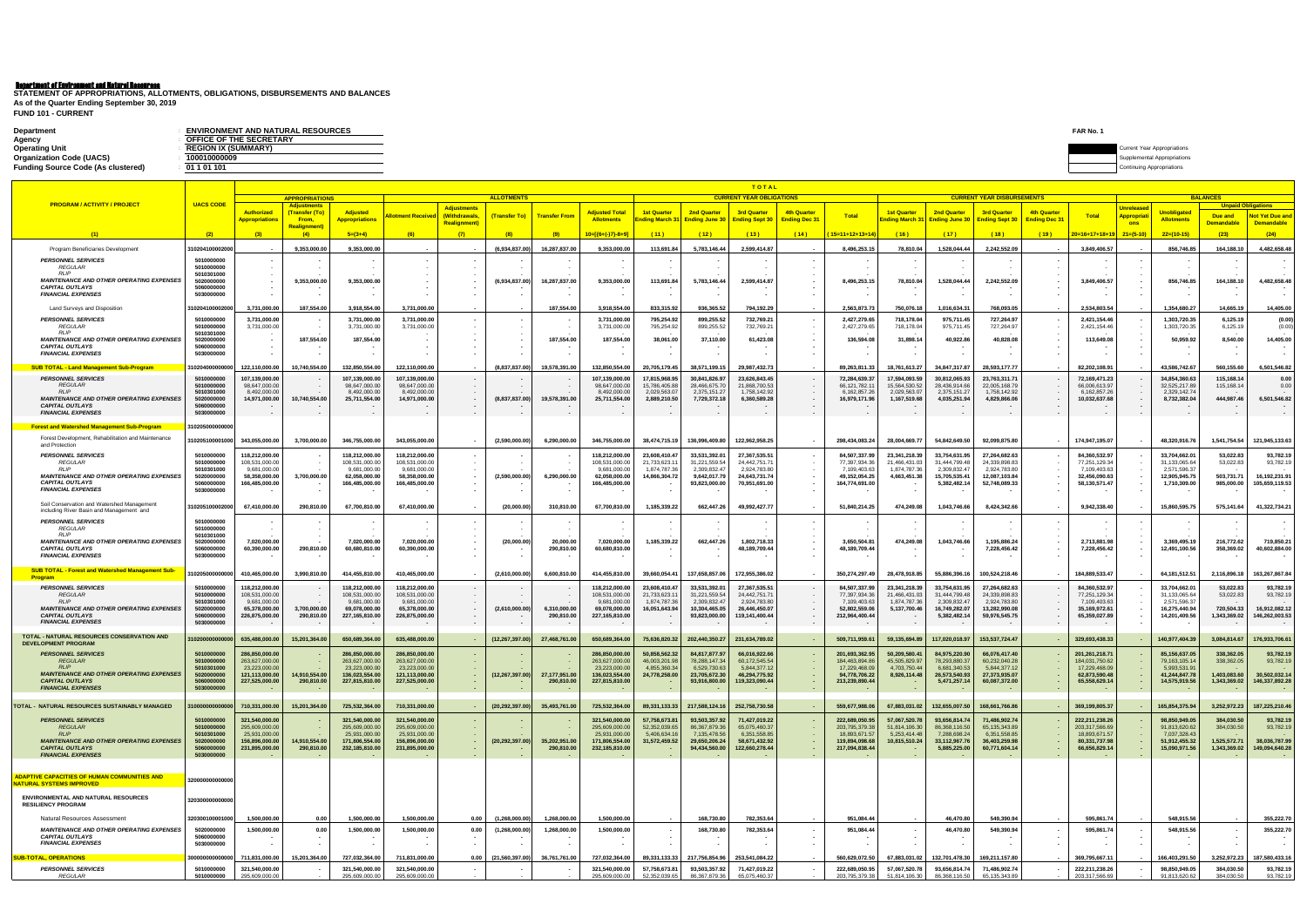**Department of Environment and Natural Resources**

**STATEMENT OF APPROPRIATIONS, ALLOTMENTS, OBLIGATIONS, DISBURSEMENTS AND BALANCES**
**As of the Quarter Ending September 30, 2019**
**FUND 101 - CURRENT**

**FAR No. 1**

| | | |
|---|---|---|
| Department | : | ENVIRONMENT AND NATURAL RESOURCES |
| Agency | : | OFFICE OF THE SECRETARY |
| Operating Unit | : | REGION IX (SUMMARY) |
| Organization Code (UACS) | : | 100010000009 |
| Funding Source Code (As clustered) | : | 01 1 01 101 |

Current Year Appropriations
Supplemental Appropriations
Continuing Appropriations

| PROGRAM / ACTIVITY / PROJECT | UACS CODE | APPROPRIATIONS | | | ALLOTMENTS | | | | | TOTAL | | | | | | | | | | | BALANCES | | | |
|---|---|---|---|---|---|---|---|---|---|---|---|---|---|---|---|---|---|---|---|---|---|---|---|---|
| | | | | | | | | | | CURRENT YEAR OBLIGATIONS | | | | | CURRENT YEAR DISBURSEMENTS | | | | | | | Unpaid Obligations | |
| | | Authorized Appropriations | Adjustments (Transfer (To) From, Realignment) | Adjusted Appropriations | Allotment Received | Adjustments (Withdrawals, Realignment) | (Transfer To) | Transfer From | Adjusted Total Allotments | 1st Quarter Ending March 31 | 2nd Quarter Ending June 30 | 3rd Quarter Ending Sept 30 | 4th Quarter Ending Dec 31 | Total | 1st Quarter Ending March 31 | 2nd Quarter Ending June 30 | 3rd Quarter Ending Sept 30 | 4th Quarter Ending Dec 31 | Total | Unreleased Appropriations | Unobligated Allotments | Due and Demandable | Not Yet Due and Demandable |
| (1) | (2) | (3) | (4) | 5=(3+4) | (6) | (7) | (8) | (9) | 10=[{6+(-)7}-8+9] | (11) | (12) | (13) | (14) | (15=11+12+13+14) | (16) | (17) | (18) | (19) | 20=16+17+18+19 | 21=(5-10) | 22=(10-15) | (23) | (24) |
| Program Beneficiaries Development | 310204100002000 | - | 9,353,000.00 | 9,353,000.00 | - | - | (6,934,837.00) | 16,287,837.00 | 9,353,000.00 | 113,691.84 | 5,783,146.44 | 2,599,414.87 | - | 8,496,253.15 | 78,810.04 | 1,528,044.44 | 2,242,552.09 | - | 3,849,406.57 | - | 856,746.85 | 164,188.10 | 4,482,658.48 |
| *PERSONNEL SERVICES* | 5010000000 | - | - | - | - | - | - | - | - | - | - | - | - | - | - | - | - | - | - | - | - | - | - |
| *REGULAR* | 5010000000 | - | - | - | - | - | - | - | - | - | - | - | - | - | - | - | - | - | - | - | - | - | - |
| *RLIP* | 5010301000 | - | - | - | - | - | - | - | - | - | - | - | - | - | - | - | - | - | - | - | - | - | - |
| *MAINTENANCE AND OTHER OPERATING EXPENSES* | 5020000000 | - | 9,353,000.00 | 9,353,000.00 | - | - | (6,934,837.00) | 16,287,837.00 | 9,353,000.00 | 113,691.84 | 5,783,146.44 | 2,599,414.87 | - | 8,496,253.15 | 78,810.04 | 1,528,044.44 | 2,242,552.09 | - | 3,849,406.57 | - | 856,746.85 | 164,188.10 | 4,482,658.48 |
| *CAPITAL OUTLAYS* | 5060000000 | - | - | - | - | - | - | - | - | - | - | - | - | - | - | - | - | - | - | - | - | - | - |
| *FINANCIAL EXPENSES* | 5030000000 | - | - | - | - | - | - | - | - | - | - | - | - | - | - | - | - | - | - | - | - | - | - |
| Land Surveys and Disposition | 310204100002000 | 3,731,000.00 | 187,554.00 | 3,918,554.00 | 3,731,000.00 | - | - | 187,554.00 | 3,918,554.00 | 833,315.92 | 936,365.52 | 794,192.29 | - | 2,563,873.73 | 750,076.18 | 1,016,634.31 | 768,093.05 | - | 2,534,803.54 | - | 1,354,680.27 | 14,665.19 | 14,405.00 |
| *PERSONNEL SERVICES* | 5010000000 | 3,731,000.00 | - | 3,731,000.00 | 3,731,000.00 | - | - | - | 3,731,000.00 | 795,254.92 | 899,255.52 | 732,769.21 | - | 2,427,279.65 | 718,178.04 | 975,711.45 | 727,264.97 | - | 2,421,154.46 | - | 1,303,720.35 | 6,125.19 | (0.00) |
| *REGULAR* | 5010000000 | 3,731,000.00 | - | 3,731,000.00 | 3,731,000.00 | - | - | - | 3,731,000.00 | 795,254.92 | 899,255.52 | 732,769.21 | - | 2,427,279.65 | 718,178.04 | 975,711.45 | 727,264.97 | - | 2,421,154.46 | - | 1,303,720.35 | 6,125.19 | (0.00) |
| *RLIP* | 5010301000 | - | - | - | - | - | - | - | - | - | - | - | - | - | - | - | - | - | - | - | - | - | - |
| *MAINTENANCE AND OTHER OPERATING EXPENSES* | 5020000000 | - | 187,554.00 | 187,554.00 | - | - | - | 187,554.00 | 187,554.00 | 38,061.00 | 37,110.00 | 61,423.08 | - | 136,594.08 | 31,898.14 | 40,922.86 | 40,828.08 | - | 113,649.08 | - | 50,959.92 | 8,540.00 | 14,405.00 |
| *CAPITAL OUTLAYS* | 5060000000 | - | - | - | - | - | - | - | - | - | - | - | - | - | - | - | - | - | - | - | - | - | - |
| *FINANCIAL EXPENSES* | 5030000000 | - | - | - | - | - | - | - | - | - | - | - | - | - | - | - | - | - | - | - | - | - | - |
| **SUB TOTAL - Land Management Sub-Program** | 310204000000000 | 122,110,000.00 | 10,740,554.00 | 132,850,554.00 | 122,110,000.00 | - | (8,837,837.00) | 19,578,391.00 | 132,850,554.00 | 20,705,179.45 | 38,571,199.15 | 29,987,432.73 | - | 89,263,811.33 | 18,761,613.27 | 34,847,317.87 | 28,593,177.77 | - | 82,202,108.91 | - | 43,586,742.67 | 560,155.60 | 6,501,546.82 |
| *PERSONNEL SERVICES* | 5010000000 | 107,139,000.00 | - | 107,139,000.00 | 107,139,000.00 | - | - | - | 107,139,000.00 | 17,815,968.95 | 30,841,826.97 | 23,626,843.45 | - | 72,284,639.37 | 17,594,093.59 | 30,812,065.93 | 23,763,311.71 | - | 72,169,471.23 | - | 34,854,360.63 | 115,168.14 | 0.00 |
| *REGULAR* | 5010000000 | 98,647,000.00 | - | 98,647,000.00 | 98,647,000.00 | - | - | - | 98,647,000.00 | 15,786,405.88 | 28,466,675.70 | 21,868,700.53 | - | 66,121,782.11 | 15,564,530.52 | 28,436,914.66 | 22,005,168.79 | - | 66,006,613.97 | - | 32,525,217.89 | 115,168.14 | 0.00 |
| *RLIP* | 5010301000 | 8,492,000.00 | - | 8,492,000.00 | 8,492,000.00 | - | - | - | 8,492,000.00 | 2,029,563.07 | 2,375,151.27 | 1,758,142.92 | - | 6,162,857.26 | 2,029,563.07 | 2,375,151.27 | 1,758,142.92 | - | 6,162,857.26 | - | 2,329,142.74 | - | - |
| *MAINTENANCE AND OTHER OPERATING EXPENSES* | 5020000000 | 14,971,000.00 | 10,740,554.00 | 25,711,554.00 | 14,971,000.00 | - | (8,837,837.00) | 19,578,391.00 | 25,711,554.00 | 2,889,210.50 | 7,729,372.18 | 6,360,589.28 | - | 16,979,171.96 | 1,167,519.68 | 4,035,251.94 | 4,829,866.06 | - | 10,032,637.68 | - | 8,732,382.04 | 444,987.46 | 6,501,546.82 |
| *CAPITAL OUTLAYS* | 5060000000 | - | - | - | - | - | - | - | - | - | - | - | - | - | - | - | - | - | - | - | - | - | - |
| *FINANCIAL EXPENSES* | 5030000000 | - | - | - | - | - | - | - | - | - | - | - | - | - | - | - | - | - | - | - | - | - | - |
| **Forest and Watershed Management Sub-Program** | 310205000000000 | | | | | | | | | | | | | | | | | | | | | | |
| Forest Development, Rehabilitation and Maintenance and Protection | 310205100001000 | 343,055,000.00 | 3,700,000.00 | 346,755,000.00 | 343,055,000.00 | - | (2,590,000.00) | 6,290,000.00 | 346,755,000.00 | 38,474,715.19 | 136,996,409.80 | 122,962,958.25 | - | 298,434,083.24 | 28,004,669.77 | 54,842,649.50 | 92,099,875.80 | - | 174,947,195.07 | - | 48,320,916.76 | 1,541,754.54 | 121,945,133.63 |
| *PERSONNEL SERVICES* | 5010000000 | 118,212,000.00 | - | 118,212,000.00 | 118,212,000.00 | - | - | - | 118,212,000.00 | 23,608,410.47 | 33,531,392.01 | 27,367,535.51 | - | 84,507,337.99 | 23,341,218.39 | 33,754,631.95 | 27,264,682.63 | - | 84,360,532.97 | - | 33,704,662.01 | 53,022.83 | 93,782.19 |
| *REGULAR* | 5010000000 | 108,531,000.00 | - | 108,531,000.00 | 108,531,000.00 | - | - | - | 108,531,000.00 | 21,733,623.11 | 31,221,559.54 | 24,442,751.71 | - | 77,397,934.36 | 21,466,431.03 | 31,444,799.48 | 24,339,898.83 | - | 77,251,129.34 | - | 31,133,065.64 | 53,022.83 | 93,782.19 |
| *RLIP* | 5010301000 | 9,681,000.00 | - | 9,681,000.00 | 9,681,000.00 | - | - | - | 9,681,000.00 | 1,874,787.36 | 2,309,832.47 | 2,924,783.80 | - | 7,109,403.63 | 1,874,787.36 | 2,309,832.47 | 2,924,783.80 | - | 7,109,403.63 | - | 2,571,596.37 | - | - |
| *MAINTENANCE AND OTHER OPERATING EXPENSES* | 5020000000 | 58,358,000.00 | 3,700,000.00 | 62,058,000.00 | 58,358,000.00 | - | (2,590,000.00) | 6,290,000.00 | 62,058,000.00 | 14,866,304.72 | 9,642,017.79 | 24,643,731.74 | - | 49,152,054.25 | 4,663,451.38 | 15,705,535.41 | 12,087,103.84 | - | 32,456,090.63 | - | 12,905,945.75 | 503,731.71 | 16,192,231.91 |
| *CAPITAL OUTLAYS* | 5060000000 | 166,485,000.00 | - | 166,485,000.00 | 166,485,000.00 | - | - | - | 166,485,000.00 | - | 93,823,000.00 | 70,951,691.00 | - | 164,774,691.00 | - | 5,382,482.14 | 52,748,089.33 | - | 58,130,571.47 | - | 1,710,309.00 | 985,000.00 | 105,659,119.53 |
| *FINANCIAL EXPENSES* | 5030000000 | - | - | - | - | - | - | - | - | - | - | - | - | - | - | - | - | - | - | - | - | - | - |
| Soil Conservation and Watershed Management including River Basin Management and | 310205100002000 | 67,410,000.00 | 290,810.00 | 67,700,810.00 | 67,410,000.00 | - | (20,000.00) | 310,810.00 | 67,700,810.00 | 1,185,339.22 | 662,447.26 | 49,992,427.77 | - | 51,840,214.25 | 474,249.08 | 1,043,746.66 | 8,424,342.66 | - | 9,942,338.40 | - | 15,860,595.75 | 575,141.64 | 41,322,734.21 |
| *PERSONNEL SERVICES* | 5010000000 | - | - | - | - | - | - | - | - | - | - | - | - | - | - | - | - | - | - | - | - | - | - |
| *REGULAR* | 5010000000 | - | - | - | - | - | - | - | - | - | - | - | - | - | - | - | - | - | - | - | - | - | - |
| *RLIP* | 5010301000 | - | - | - | - | - | - | - | - | - | - | - | - | - | - | - | - | - | - | - | - | - | - |
| *MAINTENANCE AND OTHER OPERATING EXPENSES* | 5020000000 | 7,020,000.00 | - | 7,020,000.00 | 7,020,000.00 | - | (20,000.00) | 20,000.00 | 7,020,000.00 | 1,185,339.22 | 662,447.26 | 1,802,718.33 | - | 3,650,504.81 | 474,249.08 | 1,043,746.66 | 1,195,886.24 | - | 2,713,881.98 | - | 3,369,495.19 | 216,772.62 | 719,850.21 |
| *CAPITAL OUTLAYS* | 5060000000 | 60,390,000.00 | 290,810.00 | 60,680,810.00 | 60,390,000.00 | - | - | 290,810.00 | 60,680,810.00 | - | - | 48,189,709.44 | - | 48,189,709.44 | - | - | 7,228,456.42 | - | 7,228,456.42 | - | 12,491,100.56 | 358,369.02 | 40,602,884.00 |
| *FINANCIAL EXPENSES* | 5030000000 | - | - | - | - | - | - | - | - | - | - | - | - | - | - | - | - | - | - | - | - | - | - |
| **SUB TOTAL - Forest and Watershed Management Sub-Program** | 310205000000000 | 410,465,000.00 | 3,990,810.00 | 414,455,810.00 | 410,465,000.00 | - | (2,610,000.00) | 6,600,810.00 | 414,455,810.00 | 39,660,054.41 | 137,658,857.06 | 172,955,386.02 | - | 350,274,297.49 | 28,478,918.85 | 55,886,396.16 | 100,524,218.46 | - | 184,889,533.47 | - | 64,181,512.51 | 2,116,896.18 | 163,267,867.84 |
| *PERSONNEL SERVICES* | 5010000000 | 118,212,000.00 | - | 118,212,000.00 | 118,212,000.00 | - | - | - | 118,212,000.00 | 23,608,410.47 | 33,531,392.01 | 27,367,535.51 | - | 84,507,337.99 | 23,341,218.39 | 33,754,631.95 | 27,264,682.63 | - | 84,360,532.97 | - | 33,704,662.01 | 53,022.83 | 93,782.19 |
| *REGULAR* | 5010000000 | 108,531,000.00 | - | 108,531,000.00 | 108,531,000.00 | - | - | - | 108,531,000.00 | 21,733,623.11 | 31,221,559.54 | 24,442,751.71 | - | 77,397,934.36 | 21,466,431.03 | 31,444,799.48 | 24,339,898.83 | - | 77,251,129.34 | - | 31,133,065.64 | 53,022.83 | 93,782.19 |
| *RLIP* | 5010301000 | 9,681,000.00 | - | 9,681,000.00 | 9,681,000.00 | - | - | - | 9,681,000.00 | 1,874,787.36 | 2,309,832.47 | 2,924,783.80 | - | 7,109,403.63 | 1,874,787.36 | 2,309,832.47 | 2,924,783.80 | - | 7,109,403.63 | - | 2,571,596.37 | - | - |
| *MAINTENANCE AND OTHER OPERATING EXPENSES* | 5020000000 | 65,378,000.00 | 3,700,000.00 | 69,078,000.00 | 65,378,000.00 | - | (2,610,000.00) | 6,310,000.00 | 69,078,000.00 | 16,051,643.94 | 10,304,465.05 | 26,446,450.07 | - | 52,802,559.06 | 5,137,700.46 | 16,749,282.07 | 13,282,990.08 | - | 35,169,972.61 | - | 16,275,440.94 | 720,504.33 | 16,912,082.12 |
| *CAPITAL OUTLAYS* | 5060000000 | 226,875,000.00 | 290,810.00 | 227,165,810.00 | 226,875,000.00 | - | - | 290,810.00 | 227,165,810.00 | - | 93,823,000.00 | 119,141,400.44 | - | 212,964,400.44 | - | 5,382,482.14 | 59,976,545.75 | - | 65,359,027.89 | - | 14,201,409.56 | 1,343,369.02 | 146,262,003.53 |
| *FINANCIAL EXPENSES* | 5030000000 | - | - | - | - | - | - | - | - | - | - | - | - | - | - | - | - | - | - | - | - | - | - |
| **TOTAL - NATURAL RESOURCES CONSERVATION AND DEVELOPMENT PROGRAM** | 310200000000000 | 635,488,000.00 | 15,201,364.00 | 650,689,364.00 | 635,488,000.00 | - | (12,267,397.00) | 27,468,761.00 | 650,689,364.00 | 75,636,820.32 | 202,440,350.27 | 231,634,789.02 | - | 509,711,959.61 | 59,135,694.89 | 117,020,018.27 | 153,537,724.47 | - | 329,693,438.33 | - | 140,977,404.39 | 3,084,814.67 | 176,933,706.61 |
| *PERSONNEL SERVICES* | 5010000000 | 286,850,000.00 | - | 286,850,000.00 | 286,850,000.00 | - | - | - | 286,850,000.00 | 50,858,562.32 | 84,817,877.97 | 66,016,922.66 | - | 201,693,362.95 | 50,209,580.41 | 84,975,220.90 | 66,076,417.40 | - | 201,261,218.71 | - | 85,156,637.05 | 338,362.05 | 93,782.19 |
| *REGULAR* | 5010000000 | 263,627,000.00 | - | 263,627,000.00 | 263,627,000.00 | - | - | - | 263,627,000.00 | 46,003,201.98 | 78,288,147.34 | 60,172,545.54 | - | 184,463,894.86 | 45,505,829.97 | 78,293,880.37 | 60,232,040.28 | - | 184,031,750.62 | - | 79,163,105.14 | 338,362.05 | 93,782.19 |
| *RLIP* | 5010301000 | 23,223,000.00 | - | 23,223,000.00 | 23,223,000.00 | - | - | - | 23,223,000.00 | 4,855,360.34 | 6,529,730.63 | 5,844,377.12 | - | 17,229,468.09 | 4,703,750.44 | 6,681,340.53 | 5,844,377.12 | - | 17,229,468.09 | - | 5,993,531.91 | - | - |
| *MAINTENANCE AND OTHER OPERATING EXPENSES* | 5020000000 | 121,113,000.00 | 14,910,554.00 | 136,023,554.00 | 121,113,000.00 | - | (12,267,397.00) | 27,177,951.00 | 136,023,554.00 | 24,778,258.00 | 23,705,672.30 | 46,294,775.92 | - | 94,778,706.22 | 8,926,114.48 | 26,573,540.93 | 27,373,935.07 | - | 62,873,590.48 | - | 41,244,847.78 | 1,403,083.60 | 30,502,032.14 |
| *CAPITAL OUTLAYS* | 5060000000 | 227,525,000.00 | 290,810.00 | 227,815,810.00 | 227,525,000.00 | - | - | 290,810.00 | 227,815,810.00 | - | 93,916,800.00 | 119,323,090.44 | - | 213,239,890.44 | - | 5,471,257.14 | 60,087,372.00 | - | 65,558,629.14 | - | 14,575,919.56 | 1,343,369.02 | 146,337,892.28 |
| *FINANCIAL EXPENSES* | 5030000000 | - | - | - | - | - | - | - | - | - | - | - | - | - | - | - | - | - | - | - | - | - | - |
| **TOTAL - NATURAL RESOURCES SUSTAINABLY MANAGED** | 310000000000000 | 710,331,000.00 | 15,201,364.00 | 725,532,364.00 | 710,331,000.00 | - | (20,292,397.00) | 35,493,761.00 | 725,532,364.00 | 89,331,133.33 | 217,588,124.16 | 252,758,730.58 | - | 559,677,988.06 | 67,883,031.02 | 132,655,007.50 | 168,661,766.86 | - | 369,199,805.37 | - | 165,854,375.94 | 3,252,972.23 | 187,225,210.46 |
| *PERSONNEL SERVICES* | 5010000000 | 321,540,000.00 | - | 321,540,000.00 | 321,540,000.00 | - | - | - | 321,540,000.00 | 57,758,673.81 | 93,503,357.92 | 71,427,019.22 | - | 222,689,050.95 | 57,067,520.78 | 93,656,814.74 | 71,486,902.74 | - | 222,211,238.26 | - | 98,850,949.05 | 384,030.50 | 93,782.19 |
| *REGULAR* | 5010000000 | 295,609,000.00 | - | 295,609,000.00 | 295,609,000.00 | - | - | - | 295,609,000.00 | 52,352,039.65 | 86,367,879.36 | 65,075,460.37 | - | 203,795,379.38 | 51,814,106.30 | 86,368,116.50 | 65,135,343.89 | - | 203,317,566.69 | - | 91,813,620.62 | 384,030.50 | 93,782.19 |
| *RLIP* | 5010301000 | 25,931,000.00 | - | 25,931,000.00 | 25,931,000.00 | - | - | - | 25,931,000.00 | 5,406,634.16 | 7,135,478.56 | 6,351,558.85 | - | 18,893,671.57 | 5,253,414.48 | 7,288,698.24 | 6,351,558.85 | - | 18,893,671.57 | - | 7,037,328.43 | - | - |
| *MAINTENANCE AND OTHER OPERATING EXPENSES* | 5020000000 | 156,896,000.00 | 14,910,554.00 | 171,806,554.00 | 156,896,000.00 | - | (20,292,397.00) | 35,202,951.00 | 171,806,554.00 | 31,572,459.52 | 29,650,206.24 | 58,671,432.92 | - | 119,894,098.68 | 10,815,510.24 | 33,112,967.76 | 36,403,259.98 | - | 80,331,737.98 | - | 51,912,455.32 | 1,525,572.71 | 38,036,787.99 |
| *CAPITAL OUTLAYS* | 5060000000 | 231,895,000.00 | 290,810.00 | 232,185,810.00 | 231,895,000.00 | - | - | 290,810.00 | 232,185,810.00 | - | 94,434,560.00 | 122,660,278.44 | - | 217,094,838.44 | - | 5,885,225.00 | 60,771,604.14 | - | 66,656,829.14 | - | 15,090,971.56 | 1,343,369.02 | 149,094,640.28 |
| *FINANCIAL EXPENSES* | 5030000000 | - | - | - | - | - | - | - | - | - | - | - | - | - | - | - | - | - | - | - | - | - | - |
| **ADAPTIVE CAPACITIES OF HUMAN COMMUNITIES AND NATURAL SYSTEMS IMPROVED** | 320000000000000 | | | | | | | | | | | | | | | | | | | | | | |
| **ENVIRONMENTAL AND NATURAL RESOURCES RESILIENCY PROGRAM** | 320300000000000 | | | | | | | | | | | | | | | | | | | | | | |
| Natural Resources Assessment | 320300100001000 | 1,500,000.00 | 0.00 | 1,500,000.00 | 1,500,000.00 | 0.00 | (1,268,000.00) | 1,268,000.00 | 1,500,000.00 | - | 168,730.80 | 782,353.64 | - | 951,084.44 | - | 46,470.80 | 549,390.94 | - | 595,861.74 | - | 548,915.56 | - | 355,222.70 |
| *MAINTENANCE AND OTHER OPERATING EXPENSES* | 5020000000 | 1,500,000.00 | 0.00 | 1,500,000.00 | 1,500,000.00 | 0.00 | (1,268,000.00) | 1,268,000.00 | 1,500,000.00 | - | 168,730.80 | 782,353.64 | - | 951,084.44 | - | 46,470.80 | 549,390.94 | - | 595,861.74 | - | 548,915.56 | - | 355,222.70 |
| *CAPITAL OUTLAYS* | 5060000000 | - | - | - | - | - | - | - | - | - | - | - | - | - | - | - | - | - | - | - | - | - | - |
| *FINANCIAL EXPENSES* | 5030000000 | - | - | - | - | - | - | - | - | - | - | - | - | - | - | - | - | - | - | - | - | - | - |
| **SUB-TOTAL, OPERATIONS** | 300000000000000 | 711,831,000.00 | 15,201,364.00 | 727,032,364.00 | 711,831,000.00 | 0.00 | (21,560,397.00) | 36,761,761.00 | 727,032,364.00 | 89,331,133.33 | 217,756,854.96 | 253,541,084.22 | - | 560,629,072.50 | 67,883,031.02 | 132,701,478.30 | 169,211,157.80 | - | 369,795,667.11 | - | 166,403,291.50 | 3,252,972.23 | 187,580,433.16 |
| *PERSONNEL SERVICES* | 5010000000 | 321,540,000.00 | - | 321,540,000.00 | 321,540,000.00 | - | - | - | 321,540,000.00 | 57,758,673.81 | 93,503,357.92 | 71,427,019.22 | - | 222,689,050.95 | 57,067,520.78 | 93,656,814.74 | 71,486,902.74 | - | 222,211,238.26 | - | 98,850,949.05 | 384,030.50 | 93,782.19 |
| *REGULAR* | 5010000000 | 295,609,000.00 | - | 295,609,000.00 | 295,609,000.00 | - | - | - | 295,609,000.00 | 52,352,039.65 | 86,367,879.36 | 65,075,460.37 | - | 203,795,379.38 | 51,814,106.30 | 86,368,116.50 | 65,135,343.89 | - | 203,317,566.69 | - | 91,813,620.62 | 384,030.50 | 93,782.19 |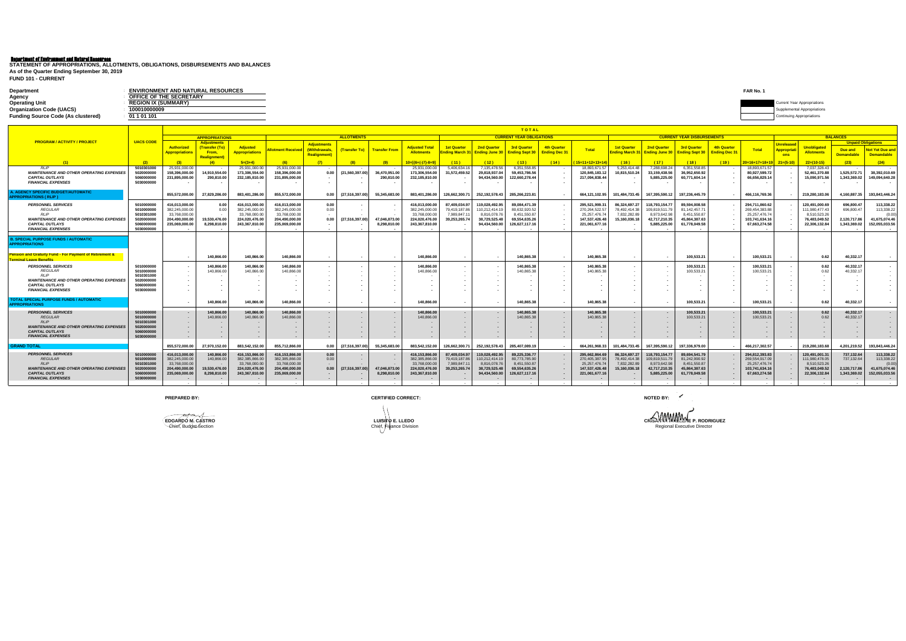**Department of Environment and Natural Resources**

**STATEMENT OF APPROPRIATIONS, ALLOTMENTS, OBLIGATIONS, DISBURSEMENTS AND BALANCES**
**As of the Quarter Ending September 30, 2019**
**FUND 101 - CURRENT**

FAR No. 1

| | |
|---|---|
| Department | : ENVIRONMENT AND NATURAL RESOURCES |
| Agency | : OFFICE OF THE SECRETARY |
| Operating Unit | : REGION IX (SUMMARY) |
| Organization Code (UACS) | : 100010000009 |
| Funding Source Code (As clustered) | : 01 1 01 101 |

Current Year Appropriations
Supplemental Appropriations
Continuing Appropriations

| PROGRAM / ACTIVITY / PROJECT | UACS CODE | APPROPRIATIONS: Authorized Appropriations | APPROPRIATIONS: Adjustments (Transfer (To) From, Realignment) | APPROPRIATIONS: Adjusted Appropriations | ALLOTMENTS: Allotment Received | ALLOTMENTS: Adjustments (Withdrawals, Realignment) | ALLOTMENTS: (Transfer To) | ALLOTMENTS: Transfer From | ALLOTMENTS: Adjusted Total Allotments | CURRENT YEAR OBLIGATIONS: 1st Quarter Ending March 31 | CURRENT YEAR OBLIGATIONS: 2nd Quarter Ending June 30 | CURRENT YEAR OBLIGATIONS: 3rd Quarter Ending Sept 30 | CURRENT YEAR OBLIGATIONS: 4th Quarter Ending Dec 31 | CURRENT YEAR OBLIGATIONS: Total | CURRENT YEAR DISBURSEMENTS: 1st Quarter Ending March 31 | CURRENT YEAR DISBURSEMENTS: 2nd Quarter Ending June 30 | CURRENT YEAR DISBURSEMENTS: 3rd Quarter Ending Sept 30 | CURRENT YEAR DISBURSEMENTS: 4th Quarter Ending Dec 31 | CURRENT YEAR DISBURSEMENTS: Total | BALANCES: Unreleased Appropriations | BALANCES: Unobligated Allotments | BALANCES: Unpaid Obligations: Due and Demandable | BALANCES: Unpaid Obligations: Not Yet Due and Demandable |
|---|---|---|---|---|---|---|---|---|---|---|---|---|---|---|---|---|---|---|---|---|---|---|---|
| (1) | (2) | (3) | (4) | 5=(3+4) | (6) | (7) | (8) | (9) | 10=[(6+(-)7)-8+9] | (11) | (12) | (13) | (14) | (15=11+12+13+14) | (16) | (17) | (18) | (19) | 20=16+17+18+19 | 21=(5-10) | 22=(10-15) | (23) | (24) |
| *RLIP* | 5010301000 | 25,931,000.00 | - | 25,931,000.00 | 25,931,000.00 | - | - | - | 25,931,000.00 | 5,406,634.15 | 7,135,478.56 | 6,351,558.85 | - | 18,893,671.57 | 5,253,414.48 | 7,288,698.24 | 6,351,558.85 | - | 18,893,671.57 | - | 7,037,328.43 | - | - |
| *MAINTENANCE AND OTHER OPERATING EXPENSES* | 5020000000 | 158,396,000.00 | 14,910,554.00 | 173,306,554.00 | 158,396,000.00 | 0.00 | (21,560,397.00) | 36,470,951.00 | 173,306,554.00 | 31,572,459.52 | 29,818,937.04 | 59,453,786.56 | - | 120,845,183.12 | 10,815,510.24 | 33,159,438.56 | 36,952,650.92 | - | 80,927,599.72 | - | 52,461,370.88 | 1,525,572.71 | 38,392,010.69 |
| *CAPITAL OUTLAYS* | 5060000000 | 231,895,000.00 | 290,810.00 | 232,185,810.00 | 231,895,000.00 | - | - | 290,810.00 | 232,185,810.00 | - | 94,434,560.00 | 122,660,278.44 | - | 217,094,838.44 | - | 5,885,225.00 | 60,771,604.14 | - | 66,656,829.14 | - | 15,090,971.56 | 1,343,369.02 | 149,094,640.28 |
| *FINANCIAL EXPENSES* | 5030000000 | - | - | - | - | - | - | - | - | - | - | - | - | - | - | - | - | - | - | - | - | - | - |
| **A. AGENCY SPECIFIC BUDGET/AUTOMATIC APPROPRIATIONS (RLIP)** | | 855,572,000.00 | 27,829,286.00 | 883,401,286.00 | 855,572,000.00 | 0.00 | (27,516,397.00) | 55,345,683.00 | 883,401,286.00 | 126,662,300.71 | 252,192,578.43 | 285,266,223.81 | - | 664,121,102.95 | 101,484,733.45 | 167,395,590.12 | 197,236,445.79 | - | 466,116,769.36 | - | 219,280,183.06 | 4,160,887.35 | 193,843,446.24 |
| *PERSONNEL SERVICES* | 5010000000 | 416,013,000.00 | 0.00 | 416,013,000.00 | 416,013,000.00 | 0.00 | - | - | 416,013,000.00 | 87,409,034.97 | 119,028,492.95 | 89,084,471.39 | - | 295,521,999.31 | 86,324,697.27 | 118,793,154.77 | 89,594,008.58 | - | 294,711,860.62 | - | 120,491,000.69 | 696,800.47 | 113,338.22 |
| *REGULAR* | 5010000000 | 382,245,000.00 | 0.00 | 382,245,000.00 | 382,245,000.00 | 0.00 | - | - | 382,245,000.00 | 79,419,187.86 | 110,212,414.19 | 80,632,920.52 | - | 270,264,522.57 | 78,492,414.38 | 109,819,511.79 | 81,142,457.71 | - | 269,454,383.88 | - | 111,980,477.43 | 696,800.47 | 113,338.22 |
| *RLIP* | 5010301000 | 33,768,000.00 | - | 33,768,000.00 | 33,768,000.00 | - | - | - | 33,768,000.00 | 7,989,847.11 | 8,816,078.76 | 8,451,550.87 | - | 25,257,476.74 | 7,832,282.89 | 8,973,642.98 | 8,451,550.87 | - | 25,257,476.74 | - | 8,510,523.26 | - | (0.00) |
| *MAINTENANCE AND OTHER OPERATING EXPENSES* | 5020000000 | 204,490,000.00 | 19,530,476.00 | 224,020,476.00 | 204,490,000.00 | 0.00 | (27,516,397.00) | 47,046,873.00 | 224,020,476.00 | 39,253,265.74 | 38,729,525.48 | 69,554,635.26 | - | 147,537,426.48 | 15,160,036.18 | 42,717,210.35 | 45,864,387.63 | - | 103,741,634.16 | - | 76,483,049.52 | 2,120,717.86 | 41,675,074.46 |
| *CAPITAL OUTLAYS* | 5060000000 | 235,069,000.00 | 8,298,810.00 | 243,367,810.00 | 235,069,000.00 | - | - | 8,298,810.00 | 243,367,810.00 | - | 94,434,560.00 | 126,627,117.16 | - | 221,061,677.16 | - | 5,885,225.00 | 61,778,049.58 | - | 67,663,274.58 | - | 22,306,132.84 | 1,343,369.02 | 152,055,033.56 |
| *FINANCIAL EXPENSES* | 5030000000 | - | - | - | - | - | - | - | - | - | - | - | - | - | - | - | - | - | - | - | - | - | - |
| **B. SPECIAL PURPOSE FUNDS / AUTOMATIC APPROPRIATIONS** | | | | | | | | | | | | | | | | | | | | | | | |
| **Pension and Gratuity Fund - For Payment of Retirement & Terminal Leave Benefits** | | - | 140,866.00 | 140,866.00 | 140,866.00 | - | - | - | 140,866.00 | - | - | 140,865.38 | - | 140,865.38 | - | - | 100,533.21 | - | 100,533.21 | - | 0.62 | 40,332.17 | - |
| *PERSONNEL SERVICES* | 5010000000 | - | 140,866.00 | 140,866.00 | 140,866.00 | - | - | - | 140,866.00 | - | - | 140,865.38 | - | 140,865.38 | - | - | 100,533.21 | - | 100,533.21 | - | 0.62 | 40,332.17 | - |
| *REGULAR* | 5010000000 | - | 140,866.00 | 140,866.00 | 140,866.00 | - | - | - | 140,866.00 | - | - | 140,865.38 | - | 140,865.38 | - | - | 100,533.21 | - | 100,533.21 | - | 0.62 | 40,332.17 | - |
| *RLIP* | 5010301000 | - | - | - | - | - | - | - | - | - | - | - | - | - | - | - | - | - | - | - | - | - | - |
| *MAINTENANCE AND OTHER OPERATING EXPENSES* | 5020000000 | - | - | - | - | - | - | - | - | - | - | - | - | - | - | - | - | - | - | - | - | - | - |
| *CAPITAL OUTLAYS* | 5060000000 | - | - | - | - | - | - | - | - | - | - | - | - | - | - | - | - | - | - | - | - | - | - |
| *FINANCIAL EXPENSES* | 5030000000 | - | - | - | - | - | - | - | - | - | - | - | - | - | - | - | - | - | - | - | - | - | - |
| **TOTAL SPECIAL PURPOSE FUNDS / AUTOMATIC APPROPRIATIONS** | | - | 140,866.00 | 140,866.00 | 140,866.00 | - | - | - | 140,866.00 | - | - | 140,865.38 | - | 140,865.38 | - | - | 100,533.21 | - | 100,533.21 | - | 0.62 | 40,332.17 | - |
| *PERSONNEL SERVICES* | 5010000000 | - | 140,866.00 | 140,866.00 | 140,866.00 | - | - | - | 140,866.00 | - | - | 140,865.38 | - | 140,865.38 | - | - | 100,533.21 | - | 100,533.21 | - | 0.62 | 40,332.17 | - |
| *REGULAR* | 5010000000 | - | 140,866.00 | 140,866.00 | 140,866.00 | - | - | - | 140,866.00 | - | - | 140,865.38 | - | 140,865.38 | - | - | 100,533.21 | - | 100,533.21 | - | 0.62 | 40,332.17 | - |
| *RLIP* | 5010301000 | - | - | - | - | - | - | - | - | - | - | - | - | - | - | - | - | - | - | - | - | - | - |
| *MAINTENANCE AND OTHER OPERATING EXPENSES* | 5020000000 | - | - | - | - | - | - | - | - | - | - | - | - | - | - | - | - | - | - | - | - | - | - |
| *CAPITAL OUTLAYS* | 5060000000 | - | - | - | - | - | - | - | - | - | - | - | - | - | - | - | - | - | - | - | - | - | - |
| *FINANCIAL EXPENSES* | 5030000000 | - | - | - | - | - | - | - | - | - | - | - | - | - | - | - | - | - | - | - | - | - | - |
| **GRAND TOTAL** | | 855,572,000.00 | 27,970,152.00 | 883,542,152.00 | 855,712,866.00 | 0.00 | (27,516,397.00) | 55,345,683.00 | 883,542,152.00 | 126,662,300.71 | 252,192,578.43 | 285,407,089.19 | - | 664,261,968.33 | 101,484,733.45 | 167,395,590.12 | 197,336,979.00 | - | 466,217,302.57 | - | 219,280,183.68 | 4,201,219.52 | 193,843,446.24 |
| *PERSONNEL SERVICES* | 5010000000 | 416,013,000.00 | 140,866.00 | 416,153,866.00 | 416,153,866.00 | 0.00 | - | - | 416,153,866.00 | 87,409,034.97 | 119,028,492.95 | 89,225,336.77 | - | 295,662,864.69 | 86,324,697.27 | 118,793,154.77 | 89,694,541.79 | - | 294,812,393.83 | - | 120,491,001.31 | 737,132.64 | 113,338.22 |
| *REGULAR* | 5010000000 | 382,245,000.00 | 140,866.00 | 382,385,866.00 | 382,385,866.00 | 0.00 | - | - | 382,385,866.00 | 79,419,187.86 | 110,212,414.19 | 80,773,785.90 | - | 270,405,387.95 | 78,492,414.38 | 109,819,511.79 | 81,242,990.92 | - | 269,554,917.09 | - | 111,980,478.05 | 737,132.64 | 113,338.22 |
| *RLIP* | 5010301000 | 33,768,000.00 | - | 33,768,000.00 | 33,768,000.00 | - | - | - | 33,768,000.00 | 7,989,847.11 | 8,816,078.76 | 8,451,550.87 | - | 25,257,476.74 | 7,832,282.89 | 8,973,642.98 | 8,451,550.87 | - | 25,257,476.74 | - | 8,510,523.26 | - | (0.00) |
| *MAINTENANCE AND OTHER OPERATING EXPENSES* | 5020000000 | 204,490,000.00 | 19,530,476.00 | 224,020,476.00 | 204,490,000.00 | 0.00 | (27,516,397.00) | 47,046,873.00 | 224,020,476.00 | 39,253,265.74 | 38,729,525.48 | 69,554,635.26 | - | 147,537,426.48 | 15,160,036.18 | 42,717,210.35 | 45,864,387.63 | - | 103,741,634.16 | - | 76,483,049.52 | 2,120,717.86 | 41,675,074.46 |
| *CAPITAL OUTLAYS* | 5060000000 | 235,069,000.00 | 8,298,810.00 | 243,367,810.00 | 235,069,000.00 | - | - | 8,298,810.00 | 243,367,810.00 | - | 94,434,560.00 | 126,627,117.16 | - | 221,061,677.16 | - | 5,885,225.00 | 61,778,049.58 | - | 67,663,274.58 | - | 22,306,132.84 | 1,343,369.02 | 152,055,033.56 |
| *FINANCIAL EXPENSES* | 5030000000 | - | - | - | - | - | - | - | - | - | - | - | - | - | - | - | - | - | - | - | - | - | - |

**PREPARED BY:**

EDGARDO M. CASTRO
Chief, Budget Section

**CERTIFIED CORRECT:**

LUISITO E. LLEDO
Chief, Finance Division

**NOTED BY:**

CRISANTA MARLENE P. RODRIGUEZ
Regional Executive Director